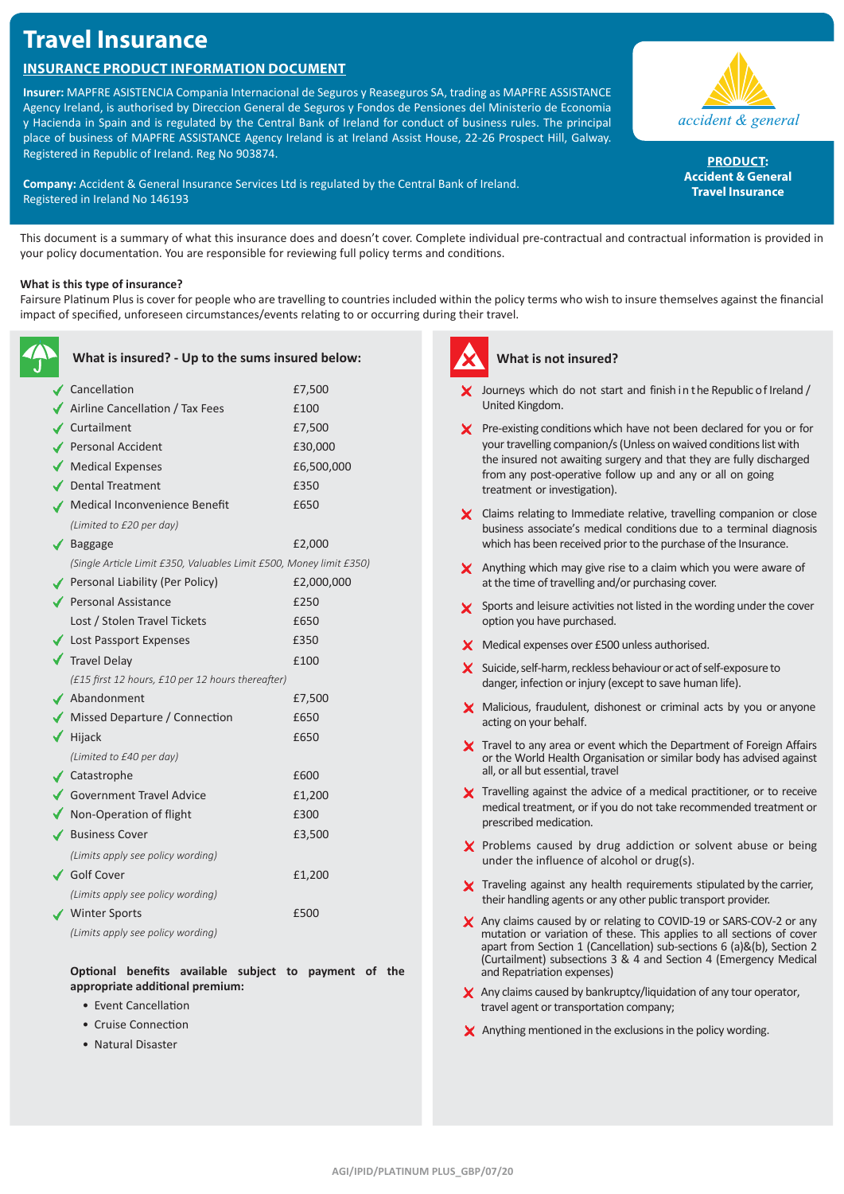# Travel Insurance

## INSURANCE PRODUCT INFORMATION DOCUMENT

**Insurer:** MAPFRE ASISTENCIA Compania Internacional de Seguros y Reaseguros SA, trading as MAPFRE ASSISTANCE Agency Ireland, is authorised by Direccion General de Seguros y Fondos de Pensiones del Ministerio de Economia y Hacienda in Spain and is regulated by the Central Bank of Ireland for conduct of business rules. The principal place of business of MAPFRE ASSISTANCE Agency Ireland is at Ireland Assist House, 22-26 Prospect Hill, Galway. Registered in Republic of Ireland. Reg No 903874.

**Company:** Accident & General Insurance Services Ltd is regulated by the Central Bank of Ireland. Registered in Ireland No 146193

accident & general

**PRODUCT:**
**Accident & General Travel Insurance**

This document is a summary of what this insurance does and doesn't cover. Complete individual pre-contractual and contractual information is provided in your policy documentation. You are responsible for reviewing full policy terms and conditions.

**What is this type of insurance?**

Fairsure Platinum Plus is cover for people who are travelling to countries included within the policy terms who wish to insure themselves against the financial impact of specified, unforeseen circumstances/events relating to or occurring during their travel.

### What is insured? - Up to the sums insured below:

| Cover | Sum insured |
|---|---|
| ✓ Cancellation | £7,500 |
| ✓ Airline Cancellation / Tax Fees | £100 |
| ✓ Curtailment | £7,500 |
| ✓ Personal Accident | £30,000 |
| ✓ Medical Expenses | £6,500,000 |
| ✓ Dental Treatment | £350 |
| ✓ Medical Inconvenience Benefit *(Limited to £20 per day)* | £650 |
| ✓ Baggage *(Single Article Limit £350, Valuables Limit £500, Money limit £350)* | £2,000 |
| ✓ Personal Liability (Per Policy) | £2,000,000 |
| ✓ Personal Assistance | £250 |
| Lost / Stolen Travel Tickets | £650 |
| ✓ Lost Passport Expenses | £350 |
| ✓ Travel Delay *(£15 first 12 hours, £10 per 12 hours thereafter)* | £100 |
| ✓ Abandonment | £7,500 |
| ✓ Missed Departure / Connection | £650 |
| ✓ Hijack *(Limited to £40 per day)* | £650 |
| ✓ Catastrophe | £600 |
| ✓ Government Travel Advice | £1,200 |
| ✓ Non-Operation of flight | £300 |
| ✓ Business Cover *(Limits apply see policy wording)* | £3,500 |
| ✓ Golf Cover *(Limits apply see policy wording)* | £1,200 |
| ✓ Winter Sports *(Limits apply see policy wording)* | £500 |

**Optional benefits available subject to payment of the appropriate additional premium:**

- Event Cancellation
- Cruise Connection
- Natural Disaster

### What is not insured?

- ✗ Journeys which do not start and finish in the Republic of Ireland / United Kingdom.
- ✗ Pre-existing conditions which have not been declared for you or for your travelling companion/s (Unless on waived conditions list with the insured not awaiting surgery and that they are fully discharged from any post-operative follow up and any or all on going treatment or investigation).
- ✗ Claims relating to Immediate relative, travelling companion or close business associate's medical conditions due to a terminal diagnosis which has been received prior to the purchase of the Insurance.
- ✗ Anything which may give rise to a claim which you were aware of at the time of travelling and/or purchasing cover.
- ✗ Sports and leisure activities not listed in the wording under the cover option you have purchased.
- ✗ Medical expenses over £500 unless authorised.
- ✗ Suicide, self-harm, reckless behaviour or act of self-exposure to danger, infection or injury (except to save human life).
- ✗ Malicious, fraudulent, dishonest or criminal acts by you or anyone acting on your behalf.
- ✗ Travel to any area or event which the Department of Foreign Affairs or the World Health Organisation or similar body has advised against all, or all but essential, travel
- ✗ Travelling against the advice of a medical practitioner, or to receive medical treatment, or if you do not take recommended treatment or prescribed medication.
- ✗ Problems caused by drug addiction or solvent abuse or being under the influence of alcohol or drug(s).
- ✗ Traveling against any health requirements stipulated by the carrier, their handling agents or any other public transport provider.
- ✗ Any claims caused by or relating to COVID-19 or SARS-COV-2 or any mutation or variation of these. This applies to all sections of cover apart from Section 1 (Cancellation) sub-sections 6 (a)&(b), Section 2 (Curtailment) subsections 3 & 4 and Section 4 (Emergency Medical and Repatriation expenses)
- ✗ Any claims caused by bankruptcy/liquidation of any tour operator, travel agent or transportation company;
- ✗ Anything mentioned in the exclusions in the policy wording.

AGI/IPID/PLATINUM PLUS_GBP/07/20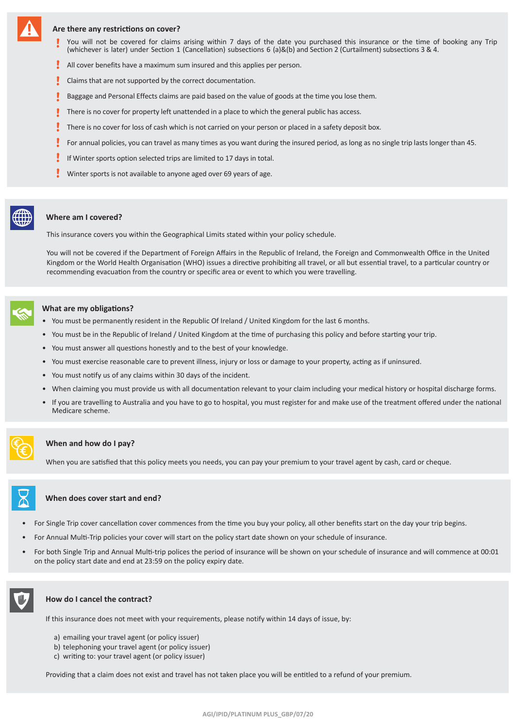### Are there any restrictions on cover?

- You will not be covered for claims arising within 7 days of the date you purchased this insurance or the time of booking any Trip (whichever is later) under Section 1 (Cancellation) subsections 6 (a)&(b) and Section 2 (Curtailment) subsections 3 & 4.
- All cover benefits have a maximum sum insured and this applies per person.
- Claims that are not supported by the correct documentation.
- Baggage and Personal Effects claims are paid based on the value of goods at the time you lose them.
- There is no cover for property left unattended in a place to which the general public has access.
- There is no cover for loss of cash which is not carried on your person or placed in a safety deposit box.
- For annual policies, you can travel as many times as you want during the insured period, as long as no single trip lasts longer than 45.
- If Winter sports option selected trips are limited to 17 days in total.
- Winter sports is not available to anyone aged over 69 years of age.

### Where am I covered?

This insurance covers you within the Geographical Limits stated within your policy schedule.

You will not be covered if the Department of Foreign Affairs in the Republic of Ireland, the Foreign and Commonwealth Office in the United Kingdom or the World Health Organisation (WHO) issues a directive prohibiting all travel, or all but essential travel, to a particular country or recommending evacuation from the country or specific area or event to which you were travelling.

### What are my obligations?

- You must be permanently resident in the Republic Of Ireland / United Kingdom for the last 6 months.
- You must be in the Republic of Ireland / United Kingdom at the time of purchasing this policy and before starting your trip.
- You must answer all questions honestly and to the best of your knowledge.
- You must exercise reasonable care to prevent illness, injury or loss or damage to your property, acting as if uninsured.
- You must notify us of any claims within 30 days of the incident.
- When claiming you must provide us with all documentation relevant to your claim including your medical history or hospital discharge forms.
- If you are travelling to Australia and you have to go to hospital, you must register for and make use of the treatment offered under the national Medicare scheme.

### When and how do I pay?

When you are satisfied that this policy meets you needs, you can pay your premium to your travel agent by cash, card or cheque.

### When does cover start and end?

- For Single Trip cover cancellation cover commences from the time you buy your policy, all other benefits start on the day your trip begins.
- For Annual Multi-Trip policies your cover will start on the policy start date shown on your schedule of insurance.
- For both Single Trip and Annual Multi-trip polices the period of insurance will be shown on your schedule of insurance and will commence at 00:01 on the policy start date and end at 23:59 on the policy expiry date.

### How do I cancel the contract?

If this insurance does not meet with your requirements, please notify within 14 days of issue, by:

a) emailing your travel agent (or policy issuer)
b) telephoning your travel agent (or policy issuer)
c) writing to: your travel agent (or policy issuer)

Providing that a claim does not exist and travel has not taken place you will be entitled to a refund of your premium.

AGI/IPID/PLATINUM PLUS_GBP/07/20